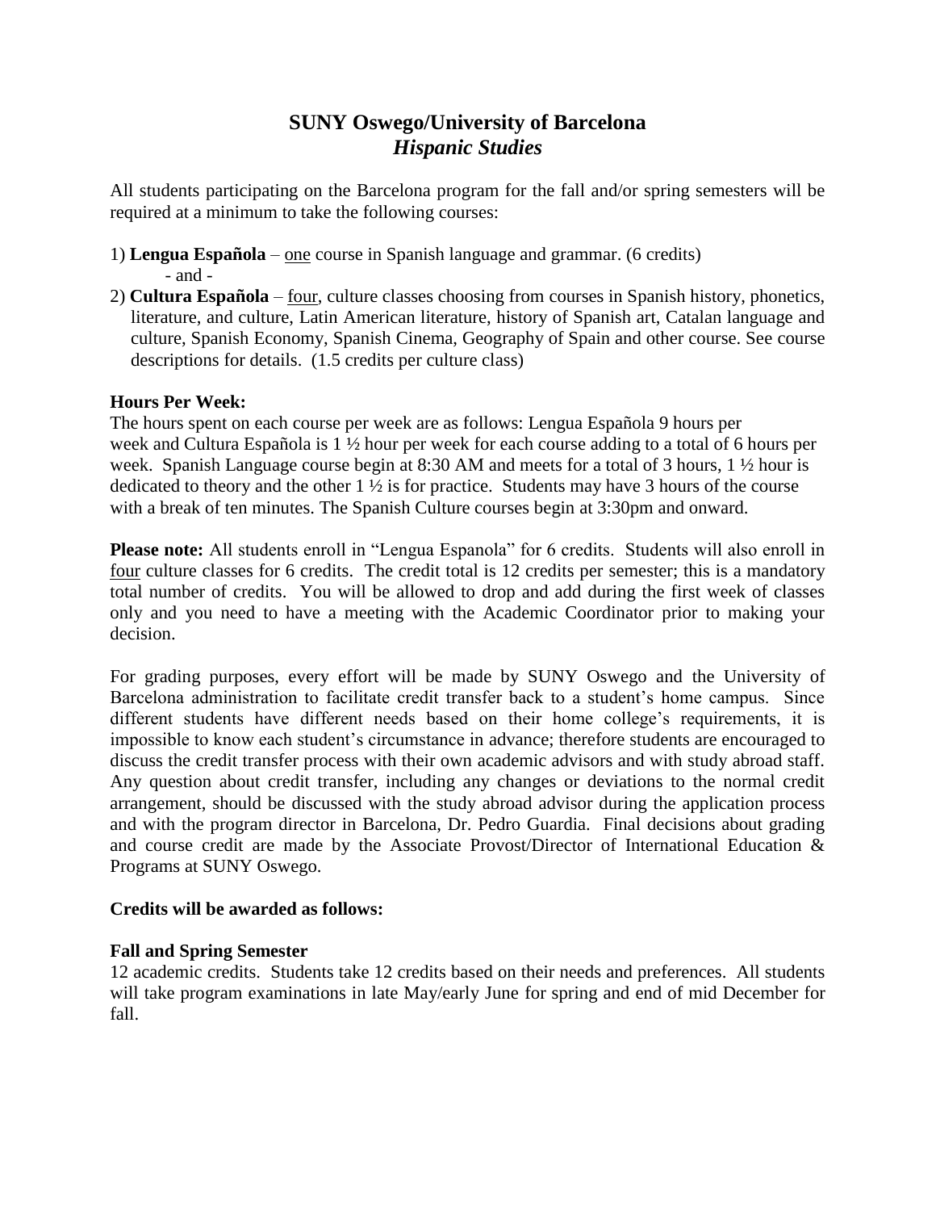# SUNY Oswego/University of Barcelona
## *Hispanic Studies*

All students participating on the Barcelona program for the fall and/or spring semesters will be required at a minimum to take the following courses:

1) **Lengua Española** – <u>one</u> course in Spanish language and grammar. (6 credits)
   - and -
2) **Cultura Española** – <u>four</u>, culture classes choosing from courses in Spanish history, phonetics, literature, and culture, Latin American literature, history of Spanish art, Catalan language and culture, Spanish Economy, Spanish Cinema, Geography of Spain and other course. See course descriptions for details. (1.5 credits per culture class)

**Hours Per Week:**
The hours spent on each course per week are as follows: Lengua Española 9 hours per week and Cultura Española is 1 ½ hour per week for each course adding to a total of 6 hours per week. Spanish Language course begin at 8:30 AM and meets for a total of 3 hours, 1 ½ hour is dedicated to theory and the other 1 ½ is for practice. Students may have 3 hours of the course with a break of ten minutes. The Spanish Culture courses begin at 3:30pm and onward.

**Please note:** All students enroll in "Lengua Espanola" for 6 credits. Students will also enroll in <u>four</u> culture classes for 6 credits. The credit total is 12 credits per semester; this is a mandatory total number of credits. You will be allowed to drop and add during the first week of classes only and you need to have a meeting with the Academic Coordinator prior to making your decision.

For grading purposes, every effort will be made by SUNY Oswego and the University of Barcelona administration to facilitate credit transfer back to a student's home campus. Since different students have different needs based on their home college's requirements, it is impossible to know each student's circumstance in advance; therefore students are encouraged to discuss the credit transfer process with their own academic advisors and with study abroad staff. Any question about credit transfer, including any changes or deviations to the normal credit arrangement, should be discussed with the study abroad advisor during the application process and with the program director in Barcelona, Dr. Pedro Guardia. Final decisions about grading and course credit are made by the Associate Provost/Director of International Education & Programs at SUNY Oswego.

**Credits will be awarded as follows:**

**Fall and Spring Semester**
12 academic credits. Students take 12 credits based on their needs and preferences. All students will take program examinations in late May/early June for spring and end of mid December for fall.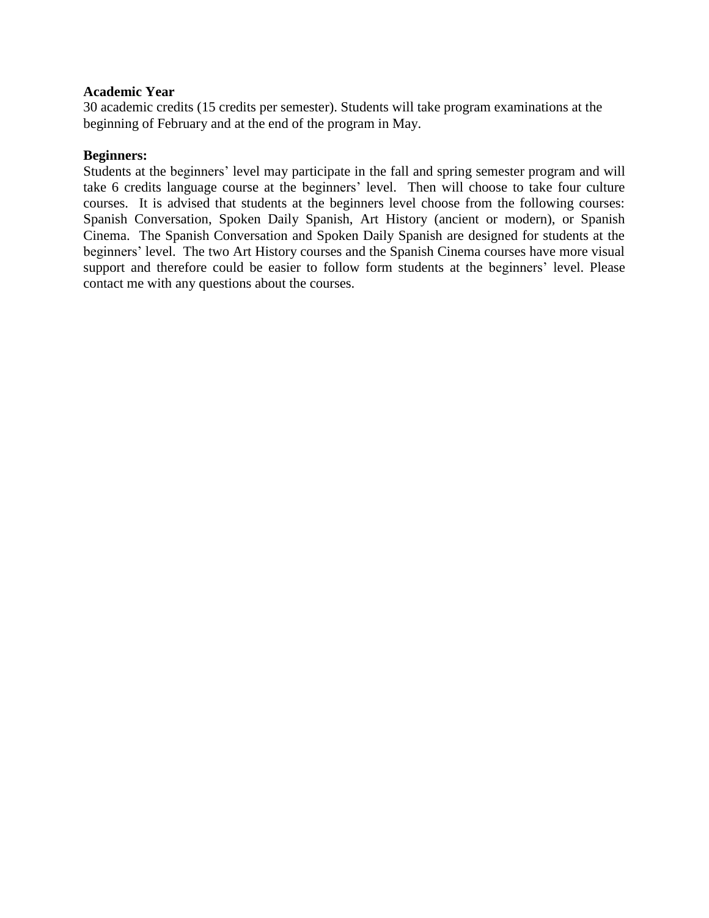**Academic Year**
30 academic credits (15 credits per semester). Students will take program examinations at the beginning of February and at the end of the program in May.

**Beginners:**
Students at the beginners' level may participate in the fall and spring semester program and will take 6 credits language course at the beginners' level. Then will choose to take four culture courses. It is advised that students at the beginners level choose from the following courses: Spanish Conversation, Spoken Daily Spanish, Art History (ancient or modern), or Spanish Cinema. The Spanish Conversation and Spoken Daily Spanish are designed for students at the beginners' level. The two Art History courses and the Spanish Cinema courses have more visual support and therefore could be easier to follow form students at the beginners' level. Please contact me with any questions about the courses.